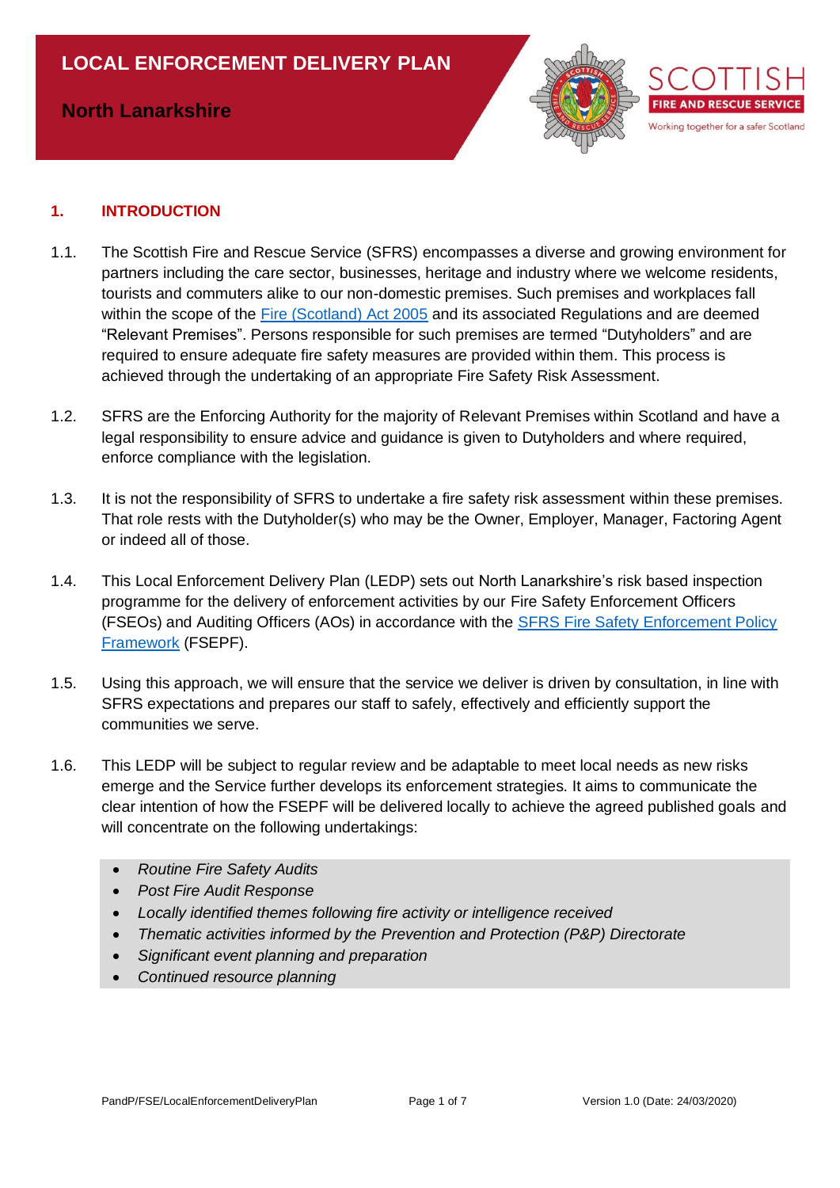# LOCAL ENFORCEMENT DELIVERY PLAN

## North Lanarkshire

SCOTTISH FIRE AND RESCUE SERVICE
Working together for a safer Scotland

## 1. INTRODUCTION

1.1. The Scottish Fire and Rescue Service (SFRS) encompasses a diverse and growing environment for partners including the care sector, businesses, heritage and industry where we welcome residents, tourists and commuters alike to our non-domestic premises. Such premises and workplaces fall within the scope of the Fire (Scotland) Act 2005 and its associated Regulations and are deemed "Relevant Premises". Persons responsible for such premises are termed "Dutyholders" and are required to ensure adequate fire safety measures are provided within them. This process is achieved through the undertaking of an appropriate Fire Safety Risk Assessment.

1.2. SFRS are the Enforcing Authority for the majority of Relevant Premises within Scotland and have a legal responsibility to ensure advice and guidance is given to Dutyholders and where required, enforce compliance with the legislation.

1.3. It is not the responsibility of SFRS to undertake a fire safety risk assessment within these premises. That role rests with the Dutyholder(s) who may be the Owner, Employer, Manager, Factoring Agent or indeed all of those.

1.4. This Local Enforcement Delivery Plan (LEDP) sets out North Lanarkshire's risk based inspection programme for the delivery of enforcement activities by our Fire Safety Enforcement Officers (FSEOs) and Auditing Officers (AOs) in accordance with the SFRS Fire Safety Enforcement Policy Framework (FSEPF).

1.5. Using this approach, we will ensure that the service we deliver is driven by consultation, in line with SFRS expectations and prepares our staff to safely, effectively and efficiently support the communities we serve.

1.6. This LEDP will be subject to regular review and be adaptable to meet local needs as new risks emerge and the Service further develops its enforcement strategies. It aims to communicate the clear intention of how the FSEPF will be delivered locally to achieve the agreed published goals and will concentrate on the following undertakings:

- *Routine Fire Safety Audits*
- *Post Fire Audit Response*
- *Locally identified themes following fire activity or intelligence received*
- *Thematic activities informed by the Prevention and Protection (P&P) Directorate*
- *Significant event planning and preparation*
- *Continued resource planning*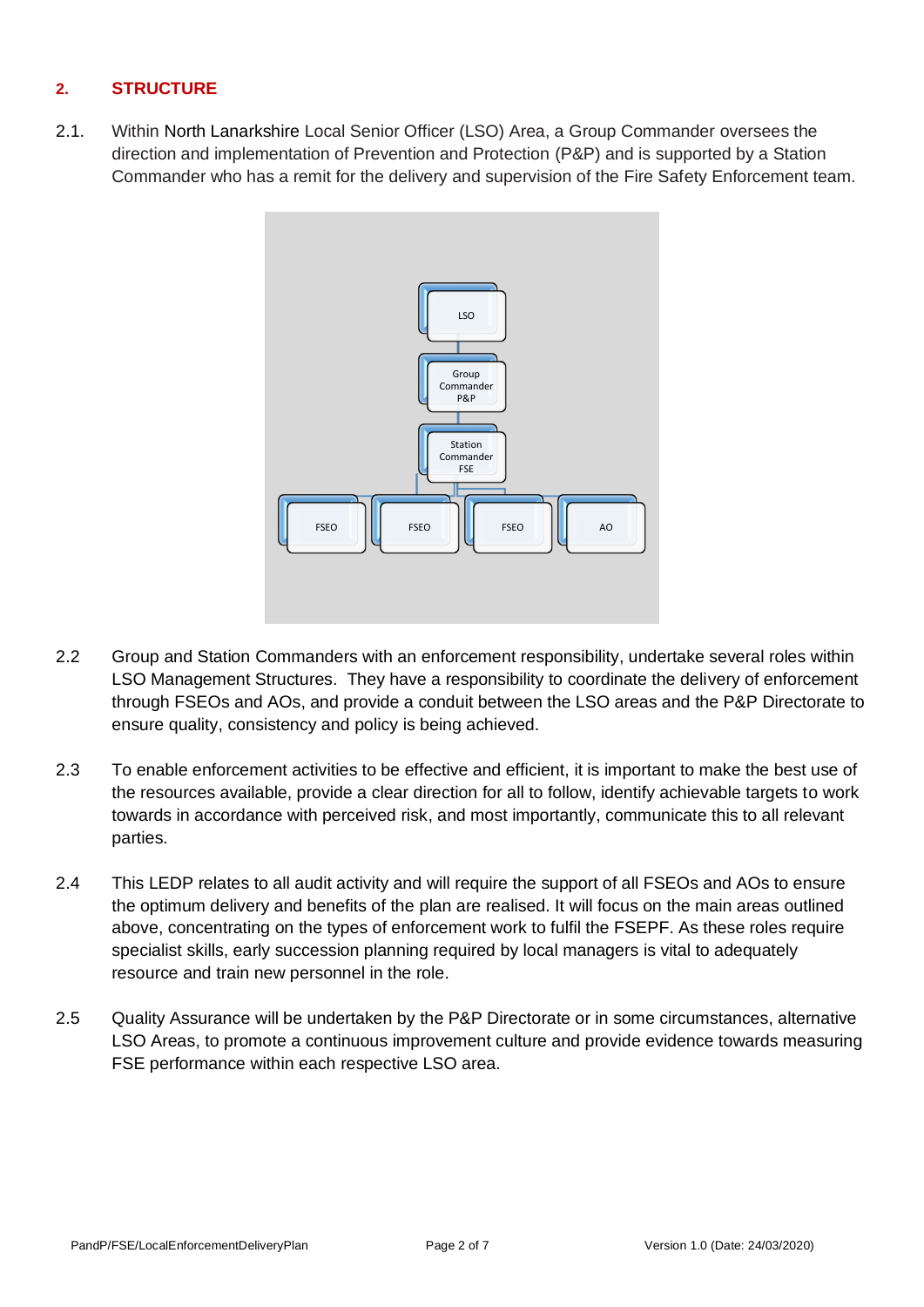## 2. STRUCTURE

2.1. Within North Lanarkshire Local Senior Officer (LSO) Area, a Group Commander oversees the direction and implementation of Prevention and Protection (P&P) and is supported by a Station Commander who has a remit for the delivery and supervision of the Fire Safety Enforcement team.

- LSO
  - Group Commander P&P
    - Station Commander FSE
      - FSEO
      - FSEO
      - FSEO
      - AO

2.2 Group and Station Commanders with an enforcement responsibility, undertake several roles within LSO Management Structures. They have a responsibility to coordinate the delivery of enforcement through FSEOs and AOs, and provide a conduit between the LSO areas and the P&P Directorate to ensure quality, consistency and policy is being achieved.

2.3 To enable enforcement activities to be effective and efficient, it is important to make the best use of the resources available, provide a clear direction for all to follow, identify achievable targets to work towards in accordance with perceived risk, and most importantly, communicate this to all relevant parties.

2.4 This LEDP relates to all audit activity and will require the support of all FSEOs and AOs to ensure the optimum delivery and benefits of the plan are realised. It will focus on the main areas outlined above, concentrating on the types of enforcement work to fulfil the FSEPF. As these roles require specialist skills, early succession planning required by local managers is vital to adequately resource and train new personnel in the role.

2.5 Quality Assurance will be undertaken by the P&P Directorate or in some circumstances, alternative LSO Areas, to promote a continuous improvement culture and provide evidence towards measuring FSE performance within each respective LSO area.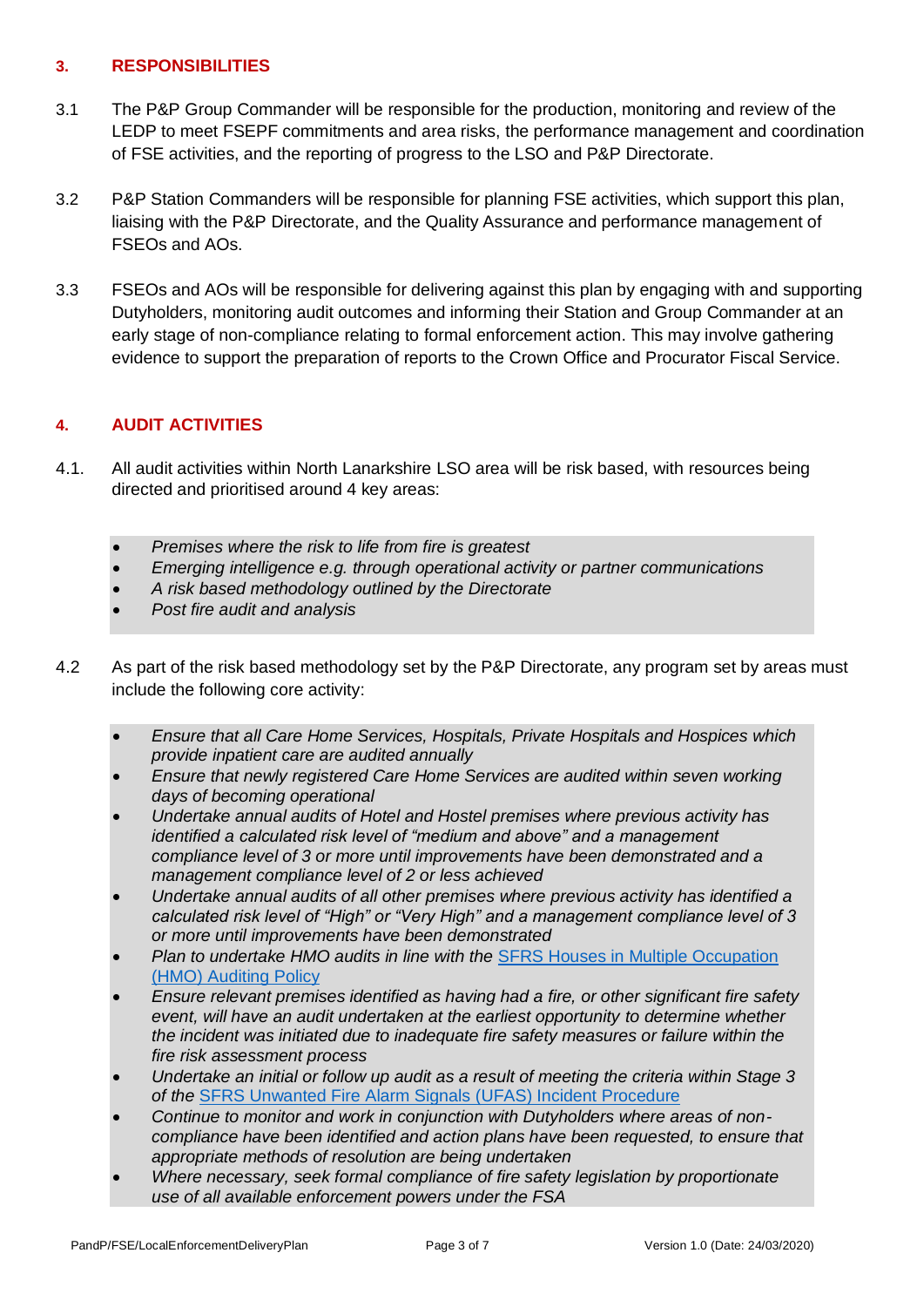## 3. RESPONSIBILITIES

3.1 The P&P Group Commander will be responsible for the production, monitoring and review of the LEDP to meet FSEPF commitments and area risks, the performance management and coordination of FSE activities, and the reporting of progress to the LSO and P&P Directorate.

3.2 P&P Station Commanders will be responsible for planning FSE activities, which support this plan, liaising with the P&P Directorate, and the Quality Assurance and performance management of FSEOs and AOs.

3.3 FSEOs and AOs will be responsible for delivering against this plan by engaging with and supporting Dutyholders, monitoring audit outcomes and informing their Station and Group Commander at an early stage of non-compliance relating to formal enforcement action. This may involve gathering evidence to support the preparation of reports to the Crown Office and Procurator Fiscal Service.

## 4. AUDIT ACTIVITIES

4.1. All audit activities within North Lanarkshire LSO area will be risk based, with resources being directed and prioritised around 4 key areas:

- *Premises where the risk to life from fire is greatest*
- *Emerging intelligence e.g. through operational activity or partner communications*
- *A risk based methodology outlined by the Directorate*
- *Post fire audit and analysis*

4.2 As part of the risk based methodology set by the P&P Directorate, any program set by areas must include the following core activity:

- *Ensure that all Care Home Services, Hospitals, Private Hospitals and Hospices which provide inpatient care are audited annually*
- *Ensure that newly registered Care Home Services are audited within seven working days of becoming operational*
- *Undertake annual audits of Hotel and Hostel premises where previous activity has identified a calculated risk level of "medium and above" and a management compliance level of 3 or more until improvements have been demonstrated and a management compliance level of 2 or less achieved*
- *Undertake annual audits of all other premises where previous activity has identified a calculated risk level of "High" or "Very High" and a management compliance level of 3 or more until improvements have been demonstrated*
- *Plan to undertake HMO audits in line with the SFRS Houses in Multiple Occupation (HMO) Auditing Policy*
- *Ensure relevant premises identified as having had a fire, or other significant fire safety event, will have an audit undertaken at the earliest opportunity to determine whether the incident was initiated due to inadequate fire safety measures or failure within the fire risk assessment process*
- *Undertake an initial or follow up audit as a result of meeting the criteria within Stage 3 of the SFRS Unwanted Fire Alarm Signals (UFAS) Incident Procedure*
- *Continue to monitor and work in conjunction with Dutyholders where areas of non-compliance have been identified and action plans have been requested, to ensure that appropriate methods of resolution are being undertaken*
- *Where necessary, seek formal compliance of fire safety legislation by proportionate use of all available enforcement powers under the FSA*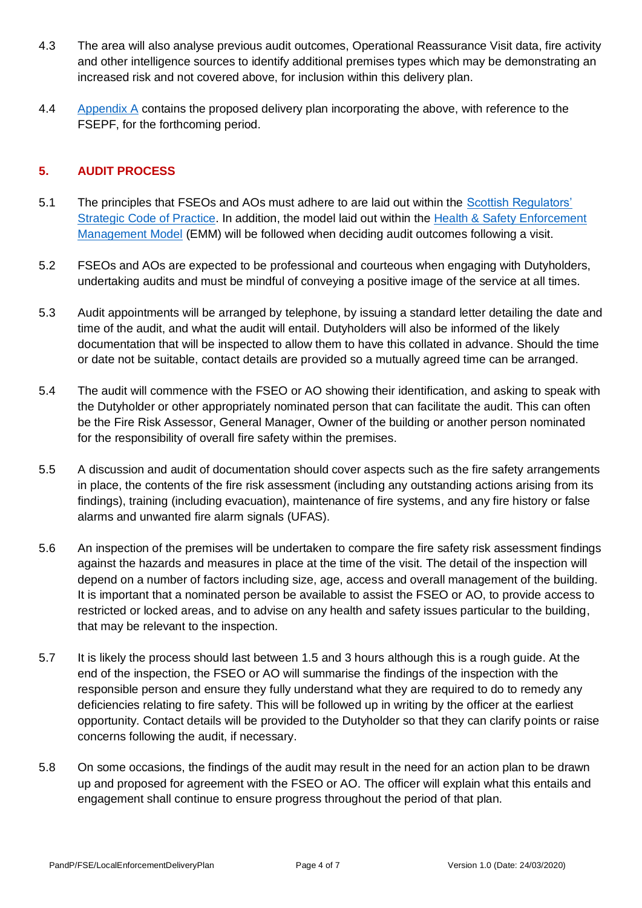4.3 The area will also analyse previous audit outcomes, Operational Reassurance Visit data, fire activity and other intelligence sources to identify additional premises types which may be demonstrating an increased risk and not covered above, for inclusion within this delivery plan.

4.4 Appendix A contains the proposed delivery plan incorporating the above, with reference to the FSEPF, for the forthcoming period.

## 5. AUDIT PROCESS

5.1 The principles that FSEOs and AOs must adhere to are laid out within the Scottish Regulators' Strategic Code of Practice. In addition, the model laid out within the Health & Safety Enforcement Management Model (EMM) will be followed when deciding audit outcomes following a visit.

5.2 FSEOs and AOs are expected to be professional and courteous when engaging with Dutyholders, undertaking audits and must be mindful of conveying a positive image of the service at all times.

5.3 Audit appointments will be arranged by telephone, by issuing a standard letter detailing the date and time of the audit, and what the audit will entail. Dutyholders will also be informed of the likely documentation that will be inspected to allow them to have this collated in advance. Should the time or date not be suitable, contact details are provided so a mutually agreed time can be arranged.

5.4 The audit will commence with the FSEO or AO showing their identification, and asking to speak with the Dutyholder or other appropriately nominated person that can facilitate the audit. This can often be the Fire Risk Assessor, General Manager, Owner of the building or another person nominated for the responsibility of overall fire safety within the premises.

5.5 A discussion and audit of documentation should cover aspects such as the fire safety arrangements in place, the contents of the fire risk assessment (including any outstanding actions arising from its findings), training (including evacuation), maintenance of fire systems, and any fire history or false alarms and unwanted fire alarm signals (UFAS).

5.6 An inspection of the premises will be undertaken to compare the fire safety risk assessment findings against the hazards and measures in place at the time of the visit. The detail of the inspection will depend on a number of factors including size, age, access and overall management of the building. It is important that a nominated person be available to assist the FSEO or AO, to provide access to restricted or locked areas, and to advise on any health and safety issues particular to the building, that may be relevant to the inspection.

5.7 It is likely the process should last between 1.5 and 3 hours although this is a rough guide. At the end of the inspection, the FSEO or AO will summarise the findings of the inspection with the responsible person and ensure they fully understand what they are required to do to remedy any deficiencies relating to fire safety. This will be followed up in writing by the officer at the earliest opportunity. Contact details will be provided to the Dutyholder so that they can clarify points or raise concerns following the audit, if necessary.

5.8 On some occasions, the findings of the audit may result in the need for an action plan to be drawn up and proposed for agreement with the FSEO or AO. The officer will explain what this entails and engagement shall continue to ensure progress throughout the period of that plan.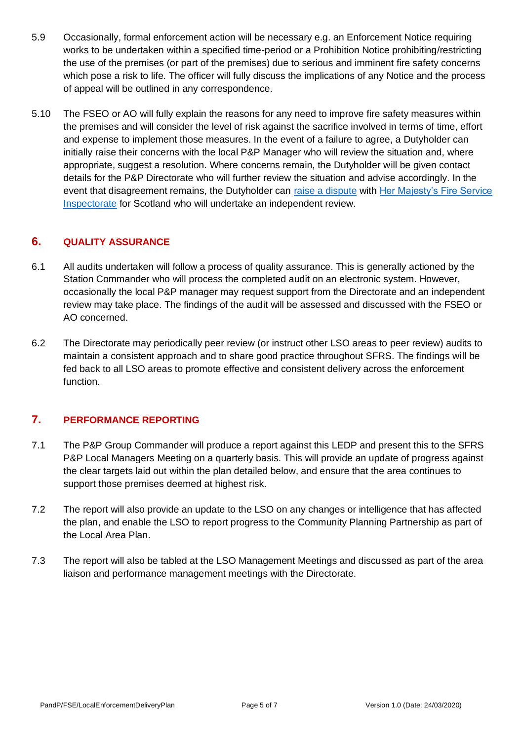5.9 Occasionally, formal enforcement action will be necessary e.g. an Enforcement Notice requiring works to be undertaken within a specified time-period or a Prohibition Notice prohibiting/restricting the use of the premises (or part of the premises) due to serious and imminent fire safety concerns which pose a risk to life. The officer will fully discuss the implications of any Notice and the process of appeal will be outlined in any correspondence.

5.10 The FSEO or AO will fully explain the reasons for any need to improve fire safety measures within the premises and will consider the level of risk against the sacrifice involved in terms of time, effort and expense to implement those measures. In the event of a failure to agree, a Dutyholder can initially raise their concerns with the local P&P Manager who will review the situation and, where appropriate, suggest a resolution. Where concerns remain, the Dutyholder will be given contact details for the P&P Directorate who will further review the situation and advise accordingly. In the event that disagreement remains, the Dutyholder can raise a dispute with Her Majesty's Fire Service Inspectorate for Scotland who will undertake an independent review.

## 6. QUALITY ASSURANCE

6.1 All audits undertaken will follow a process of quality assurance. This is generally actioned by the Station Commander who will process the completed audit on an electronic system. However, occasionally the local P&P manager may request support from the Directorate and an independent review may take place. The findings of the audit will be assessed and discussed with the FSEO or AO concerned.

6.2 The Directorate may periodically peer review (or instruct other LSO areas to peer review) audits to maintain a consistent approach and to share good practice throughout SFRS. The findings will be fed back to all LSO areas to promote effective and consistent delivery across the enforcement function.

## 7. PERFORMANCE REPORTING

7.1 The P&P Group Commander will produce a report against this LEDP and present this to the SFRS P&P Local Managers Meeting on a quarterly basis. This will provide an update of progress against the clear targets laid out within the plan detailed below, and ensure that the area continues to support those premises deemed at highest risk.

7.2 The report will also provide an update to the LSO on any changes or intelligence that has affected the plan, and enable the LSO to report progress to the Community Planning Partnership as part of the Local Area Plan.

7.3 The report will also be tabled at the LSO Management Meetings and discussed as part of the area liaison and performance management meetings with the Directorate.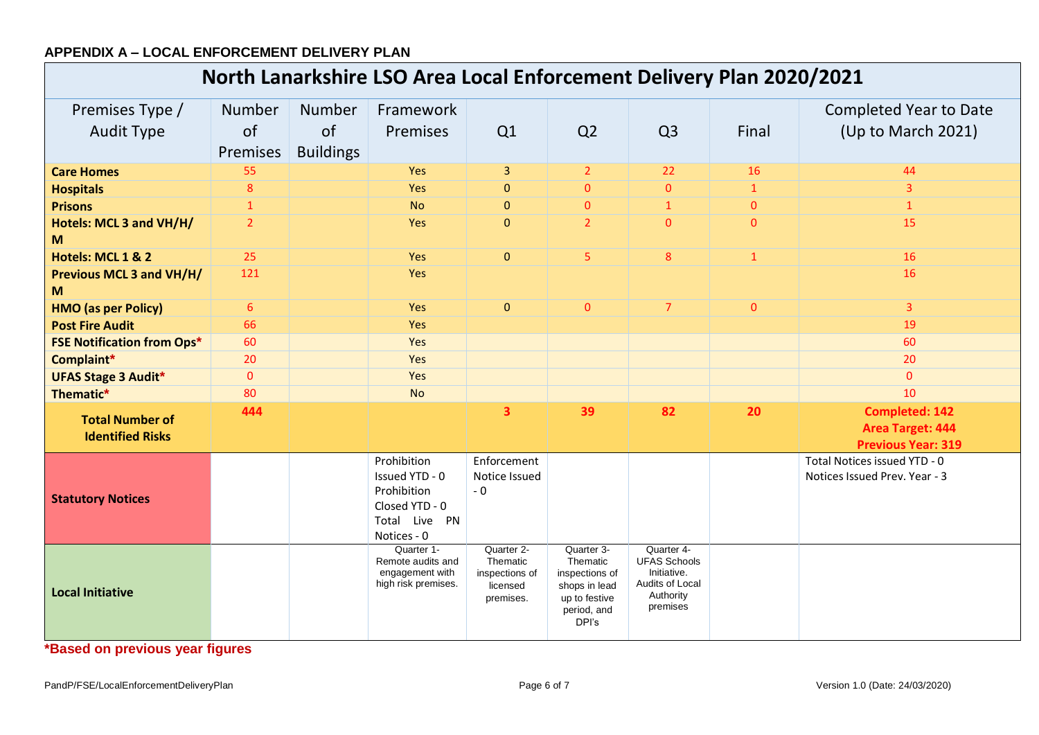**APPENDIX A – LOCAL ENFORCEMENT DELIVERY PLAN**

| North Lanarkshire LSO Area Local Enforcement Delivery Plan 2020/2021 | | | | | | | | |
|---|---|---|---|---|---|---|---|---|
| Premises Type / Audit Type | Number of Premises | Number of Buildings | Framework Premises | Q1 | Q2 | Q3 | Final | Completed Year to Date (Up to March 2021) |
| **Care Homes** | 55 | | Yes | 3 | 2 | 22 | 16 | 44 |
| **Hospitals** | 8 | | Yes | 0 | 0 | 0 | 1 | 3 |
| **Prisons** | 1 | | No | 0 | 0 | 1 | 0 | 1 |
| **Hotels: MCL 3 and VH/H/M** | 2 | | Yes | 0 | 2 | 0 | 0 | 15 |
| **Hotels: MCL 1 & 2** | 25 | | Yes | 0 | 5 | 8 | 1 | 16 |
| **Previous MCL 3 and VH/H/M** | 121 | | Yes | | | | | 16 |
| **HMO (as per Policy)** | 6 | | Yes | 0 | 0 | 7 | 0 | 3 |
| **Post Fire Audit** | 66 | | Yes | | | | | 19 |
| **FSE Notification from Ops*** | 60 | | Yes | | | | | 60 |
| **Complaint*** | 20 | | Yes | | | | | 20 |
| **UFAS Stage 3 Audit*** | 0 | | Yes | | | | | 0 |
| **Thematic*** | 80 | | No | | | | | 10 |
| **Total Number of Identified Risks** | **444** | | | **3** | **39** | **82** | **20** | **Completed: 142**<br>**Area Target: 444**<br>**Previous Year: 319** |
| **Statutory Notices** | | | Prohibition Issued YTD - 0<br>Prohibition Closed YTD - 0<br>Total Live PN Notices - 0 | Enforcement Notice Issued - 0 | | | | Total Notices issued YTD - 0<br>Notices Issued Prev. Year - 3 |
| **Local Initiative** | | | Quarter 1- Remote audits and engagement with high risk premises. | Quarter 2- Thematic inspections of licensed premises. | Quarter 3- Thematic inspections of shops in lead up to festive period, and DPI's | Quarter 4- UFAS Schools Initiative. Audits of Local Authority premises | | |

***Based on previous year figures**